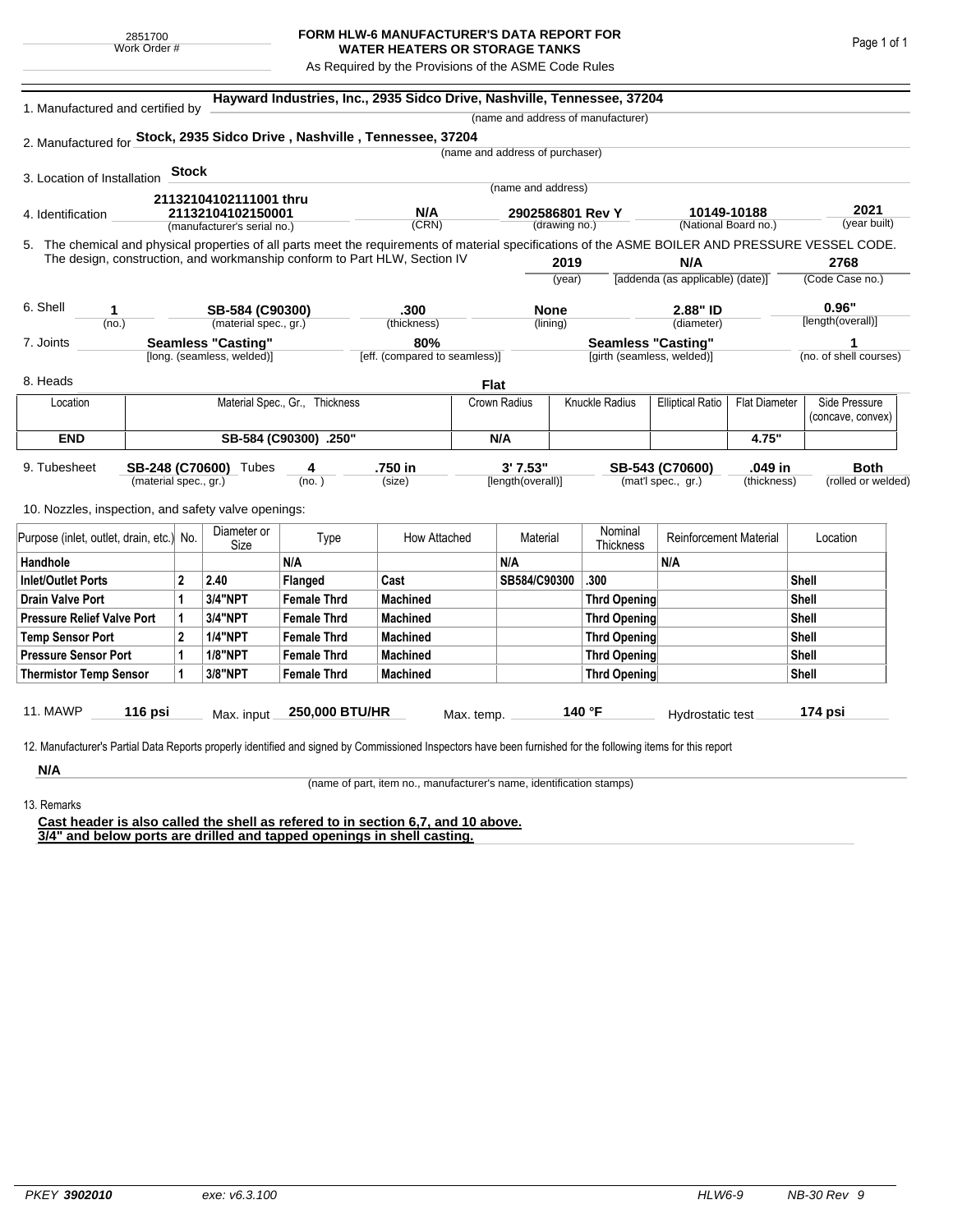2851700
Work Order #

# FORM HLW-6 MANUFACTURER'S DATA REPORT FOR WATER HEATERS OR STORAGE TANKS

As Required by the Provisions of the ASME Code Rules

1. Manufactured and certified by **Hayward Industries, Inc., 2935 Sidco Drive, Nashville, Tennessee, 37204**
(name and address of manufacturer)

2. Manufactured for **Stock, 2935 Sidco Drive , Nashville , Tennessee, 37204**
(name and address of purchaser)

3. Location of Installation **Stock**
(name and address)

4. Identification **21132104102111001 thru 21132104102150001** (manufacturer's serial no.) | **N/A** (CRN) | **2902586801 Rev Y** (drawing no.) | **10149-10188** (National Board no.) | **2021** (year built)

5. The chemical and physical properties of all parts meet the requirements of material specifications of the ASME BOILER AND PRESSURE VESSEL CODE. The design, construction, and workmanship conform to Part HLW, Section IV **2019** (year) | **N/A** [addenda (as applicable) (date)] | **2768** (Code Case no.)

6. Shell **1** (no.) | **SB-584 (C90300)** (material spec., gr.) | **.300** (thickness) | **None** (lining) | **2.88" ID** (diameter) | **0.96"** [length(overall)]

7. Joints **Seamless "Casting"** [long. (seamless, welded)] | **80%** [eff. (compared to seamless)] | **Seamless "Casting"** [girth (seamless, welded)] | **1** (no. of shell courses)

8. Heads **Flat**

| Location | Material Spec., Gr., Thickness | Crown Radius | Knuckle Radius | Elliptical Ratio | Flat Diameter | Side Pressure (concave, convex) |
|---|---|---|---|---|---|---|
| **END** | **SB-584 (C90300) .250"** | **N/A** | | | **4.75"** | |

9. Tubesheet **SB-248 (C70600)** (material spec., gr.) Tubes **4** (no.) | **.750 in** (size) | **3' 7.53"** [length(overall)] | **SB-543 (C70600)** (mat'l spec., gr.) | **.049 in** (thickness) | **Both** (rolled or welded)

10. Nozzles, inspection, and safety valve openings:

| Purpose (inlet, outlet, drain, etc.) | No. | Diameter or Size | Type | How Attached | Material | Nominal Thickness | Reinforcement Material | Location |
|---|---|---|---|---|---|---|---|---|
| **Handhole** | | | **N/A** | | **N/A** | | **N/A** | |
| **Inlet/Outlet Ports** | **2** | **2.40** | **Flanged** | **Cast** | **SB584/C90300** | **.300** | | **Shell** |
| **Drain Valve Port** | **1** | **3/4"NPT** | **Female Thrd** | **Machined** | | **Thrd Opening** | | **Shell** |
| **Pressure Relief Valve Port** | **1** | **3/4"NPT** | **Female Thrd** | **Machined** | | **Thrd Opening** | | **Shell** |
| **Temp Sensor Port** | **2** | **1/4"NPT** | **Female Thrd** | **Machined** | | **Thrd Opening** | | **Shell** |
| **Pressure Sensor Port** | **1** | **1/8"NPT** | **Female Thrd** | **Machined** | | **Thrd Opening** | | **Shell** |
| **Thermistor Temp Sensor** | **1** | **3/8"NPT** | **Female Thrd** | **Machined** | | **Thrd Opening** | | **Shell** |

11. MAWP **116 psi** Max. input **250,000 BTU/HR** Max. temp. **140 °F** Hydrostatic test **174 psi**

12. Manufacturer's Partial Data Reports properly identified and signed by Commissioned Inspectors have been furnished for the following items for this report

**N/A**
(name of part, item no., manufacturer's name, identification stamps)

13. Remarks

**Cast header is also called the shell as refered to in section 6,7, and 10 above.**
**3/4" and below ports are drilled and tapped openings in shell casting.**

PKEY **3902010** exe: v6.3.100 HLW6-9 NB-30 Rev 9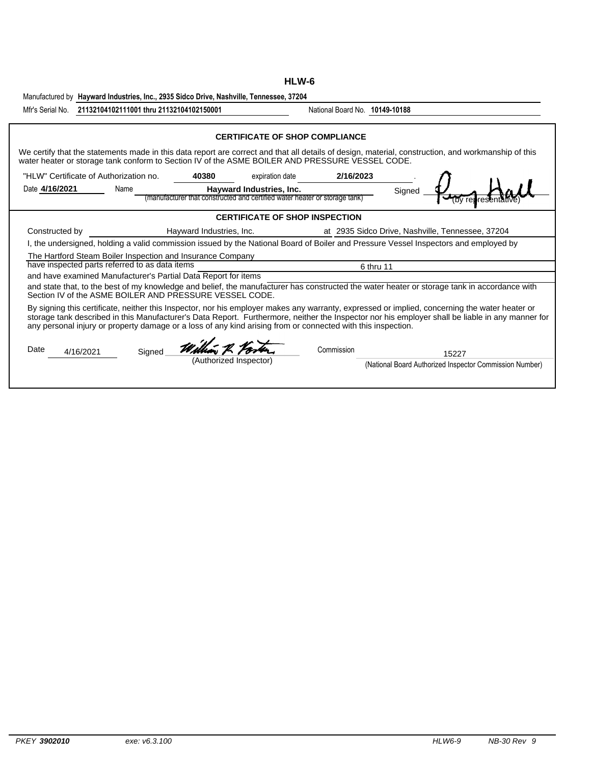# HLW-6

Manufactured by **Hayward Industries, Inc., 2935 Sidco Drive, Nashville, Tennessee, 37204**

Mfr's Serial No. **21132104102111001 thru 21132104102150001** National Board No. **10149-10188**

## CERTIFICATE OF SHOP COMPLIANCE

We certify that the statements made in this data report are correct and that all details of design, material, construction, and workmanship of this water heater or storage tank conform to Section IV of the ASME BOILER AND PRESSURE VESSEL CODE.

"HLW" Certificate of Authorization no. **40380** expiration date **2/16/2023**.

Date **4/16/2021** Name **Hayward Industries, Inc.** (manufacturer that constructed and certified water heater or storage tank) Signed (by representative)

## CERTIFICATE OF SHOP INSPECTION

Constructed by Hayward Industries, Inc. at 2935 Sidco Drive, Nashville, Tennessee, 37204

I, the undersigned, holding a valid commission issued by the National Board of Boiler and Pressure Vessel Inspectors and employed by The Hartford Steam Boiler Inspection and Insurance Company have inspected parts referred to as data items 6 thru 11 and have examined Manufacturer's Partial Data Report for items

and state that, to the best of my knowledge and belief, the manufacturer has constructed the water heater or storage tank in accordance with Section IV of the ASME BOILER AND PRESSURE VESSEL CODE.

By signing this certificate, neither this Inspector, nor his employer makes any warranty, expressed or implied, concerning the water heater or storage tank described in this Manufacturer's Data Report. Furthermore, neither the Inspector nor his employer shall be liable in any manner for any personal injury or property damage or a loss of any kind arising from or connected with this inspection.

Date 4/16/2021 Signed (Authorized Inspector) Commission 15227 (National Board Authorized Inspector Commission Number)

PKEY **3902010** exe: v6.3.100 HLW6-9 NB-30 Rev 9